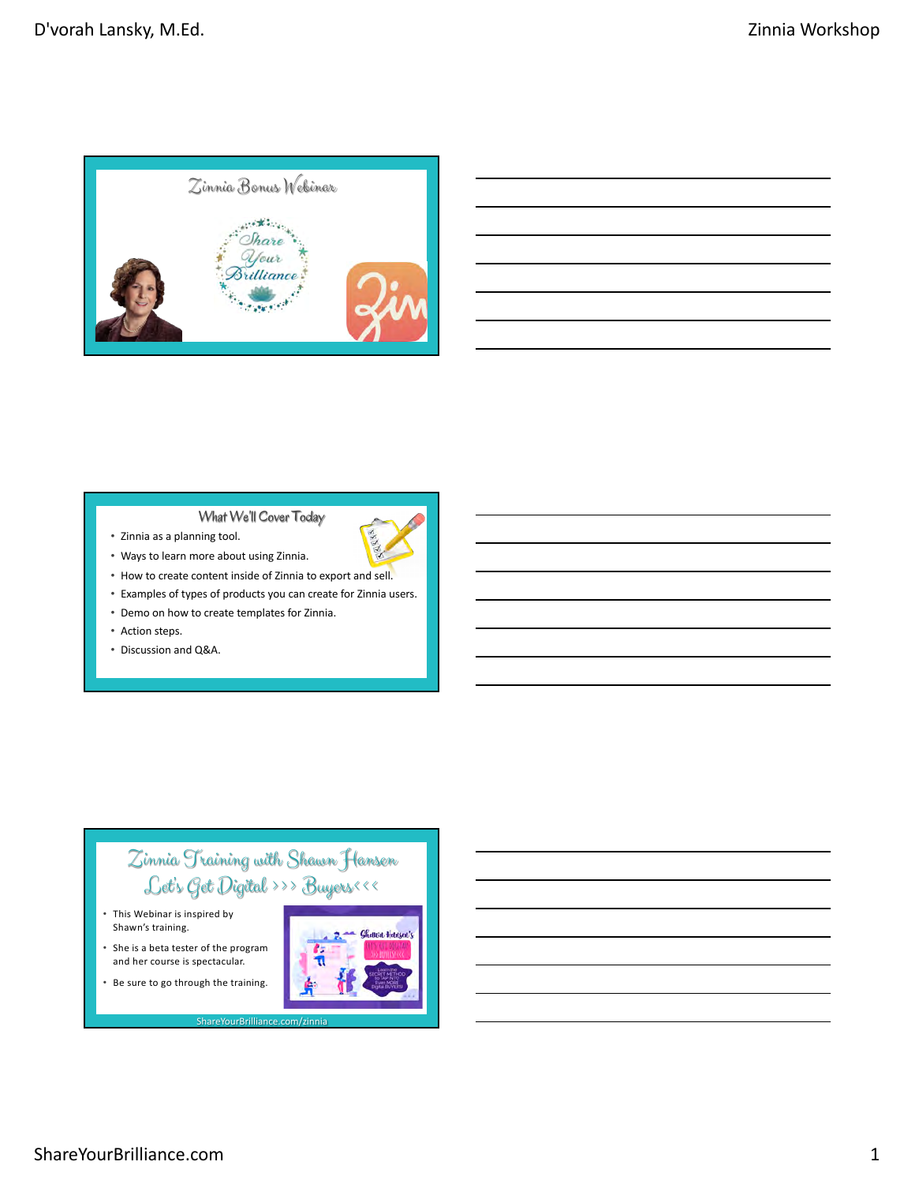## Zinnia Bonus Webinar

Share Your Brilliance

## What We'll Cover Today

- Zinnia as a planning tool.
- Ways to learn more about using Zinnia.
- How to create content inside of Zinnia to export and sell.
- Examples of types of products you can create for Zinnia users.
- Demo on how to create templates for Zinnia.
- Action steps.
- Discussion and Q&A.

## Zinnia Training with Shawn Hansen
## Let's Get Digital >>> Buyers<<<

- This Webinar is inspired by Shawn's training.
- She is a beta tester of the program and her course is spectacular.
- Be sure to go through the training.

ShareYourBrilliance.com/zinnia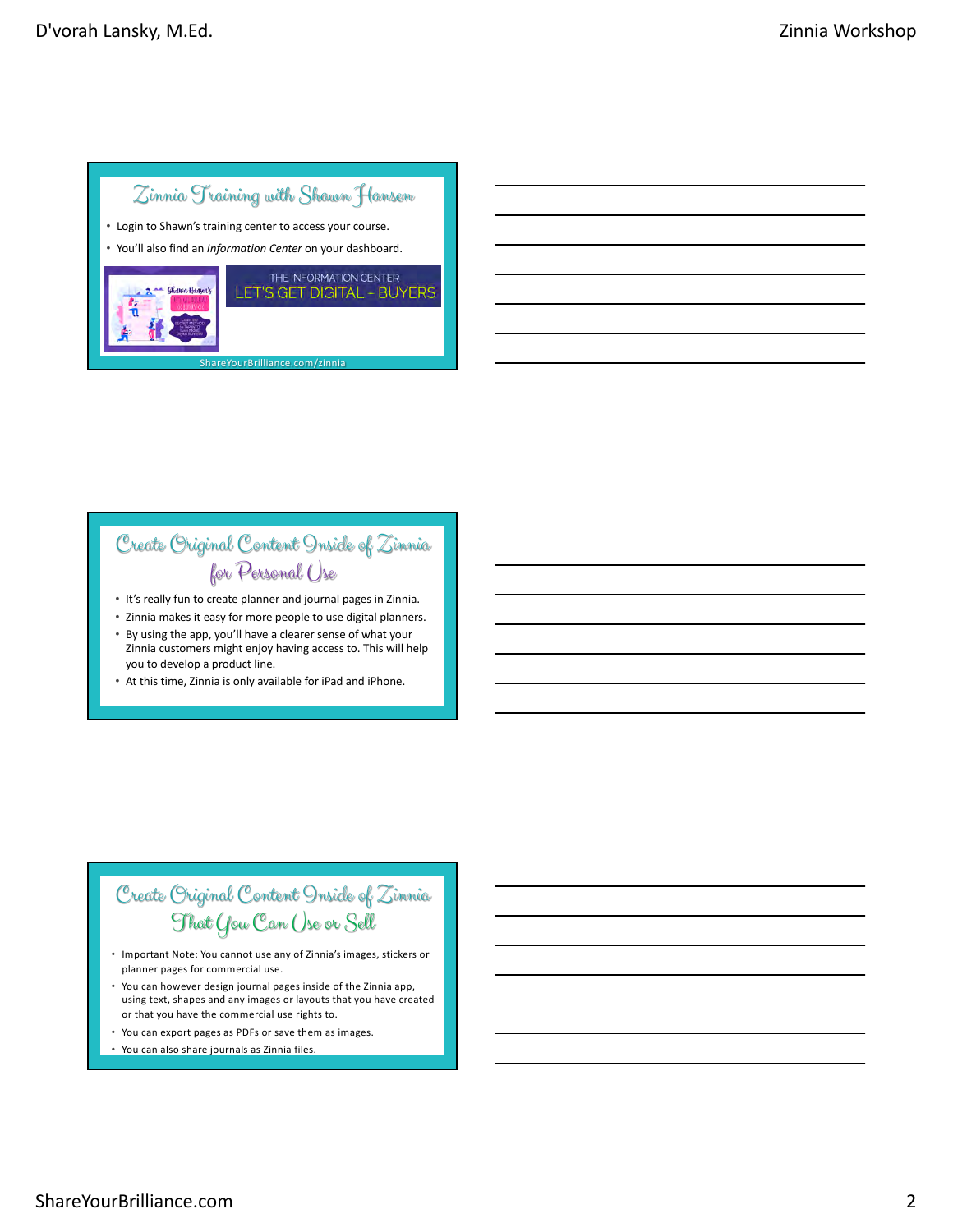## Zinnia Training with Shawn Hansen

- Login to Shawn's training center to access your course.
- You'll also find an *Information Center* on your dashboard.

THE INFORMATION CENTER
LET'S GET DIGITAL - BUYERS

ShareYourBrilliance.com/zinnia

## Create Original Content Inside of Zinnia for Personal Use

- It's really fun to create planner and journal pages in Zinnia.
- Zinnia makes it easy for more people to use digital planners.
- By using the app, you'll have a clearer sense of what your Zinnia customers might enjoy having access to. This will help you to develop a product line.
- At this time, Zinnia is only available for iPad and iPhone.

## Create Original Content Inside of Zinnia That You Can Use or Sell

- Important Note: You cannot use any of Zinnia's images, stickers or planner pages for commercial use.
- You can however design journal pages inside of the Zinnia app, using text, shapes and any images or layouts that you have created or that you have the commercial use rights to.
- You can export pages as PDFs or save them as images.
- You can also share journals as Zinnia files.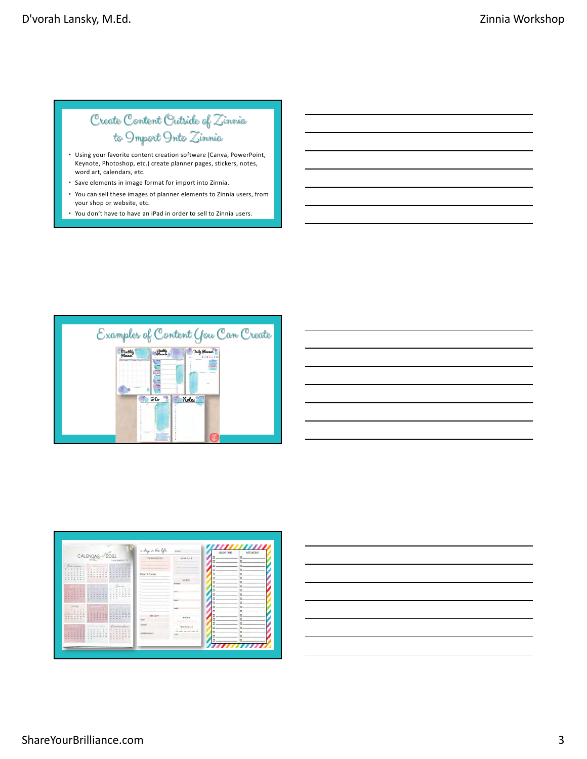## Create Content Outside of Zinnia to Import Into Zinnia

- Using your favorite content creation software (Canva, PowerPoint, Keynote, Photoshop, etc.) create planner pages, stickers, notes, word art, calendars, etc.
- Save elements in image format for import into Zinnia.
- You can sell these images of planner elements to Zinnia users, from your shop or website, etc.
- You don't have to have an iPad in order to sell to Zinnia users.

## Examples of Content You Can Create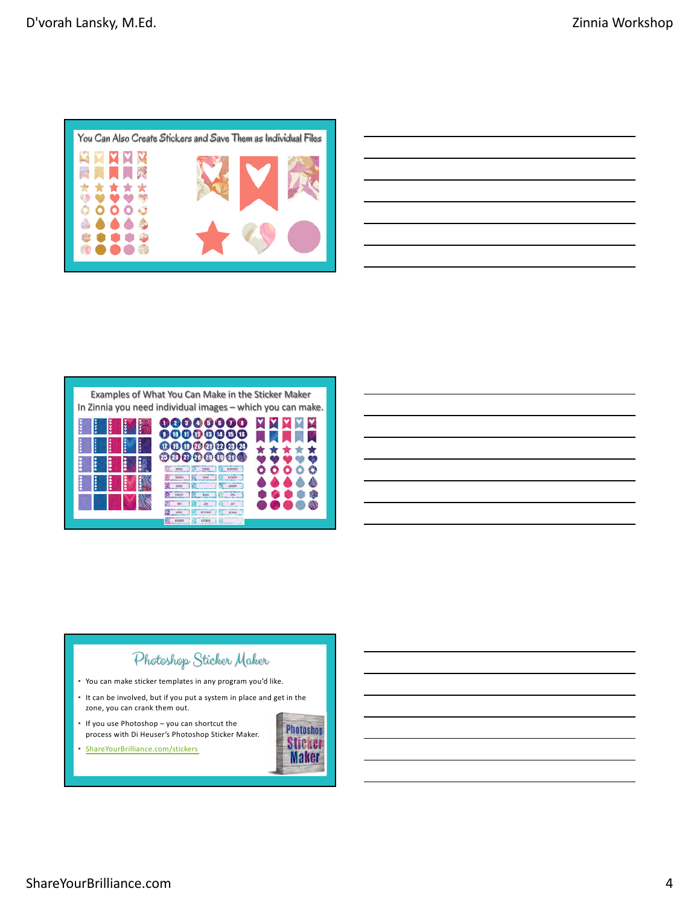## You Can Also Create Stickers and Save Them as Individual Files

## Examples of What You Can Make in the Sticker Maker

In Zinnia you need individual images – which you can make.

## Photoshop Sticker Maker

- You can make sticker templates in any program you'd like.
- It can be involved, but if you put a system in place and get in the zone, you can crank them out.
- If you use Photoshop – you can shortcut the process with Di Heuser's Photoshop Sticker Maker.
- ShareYourBrilliance.com/stickers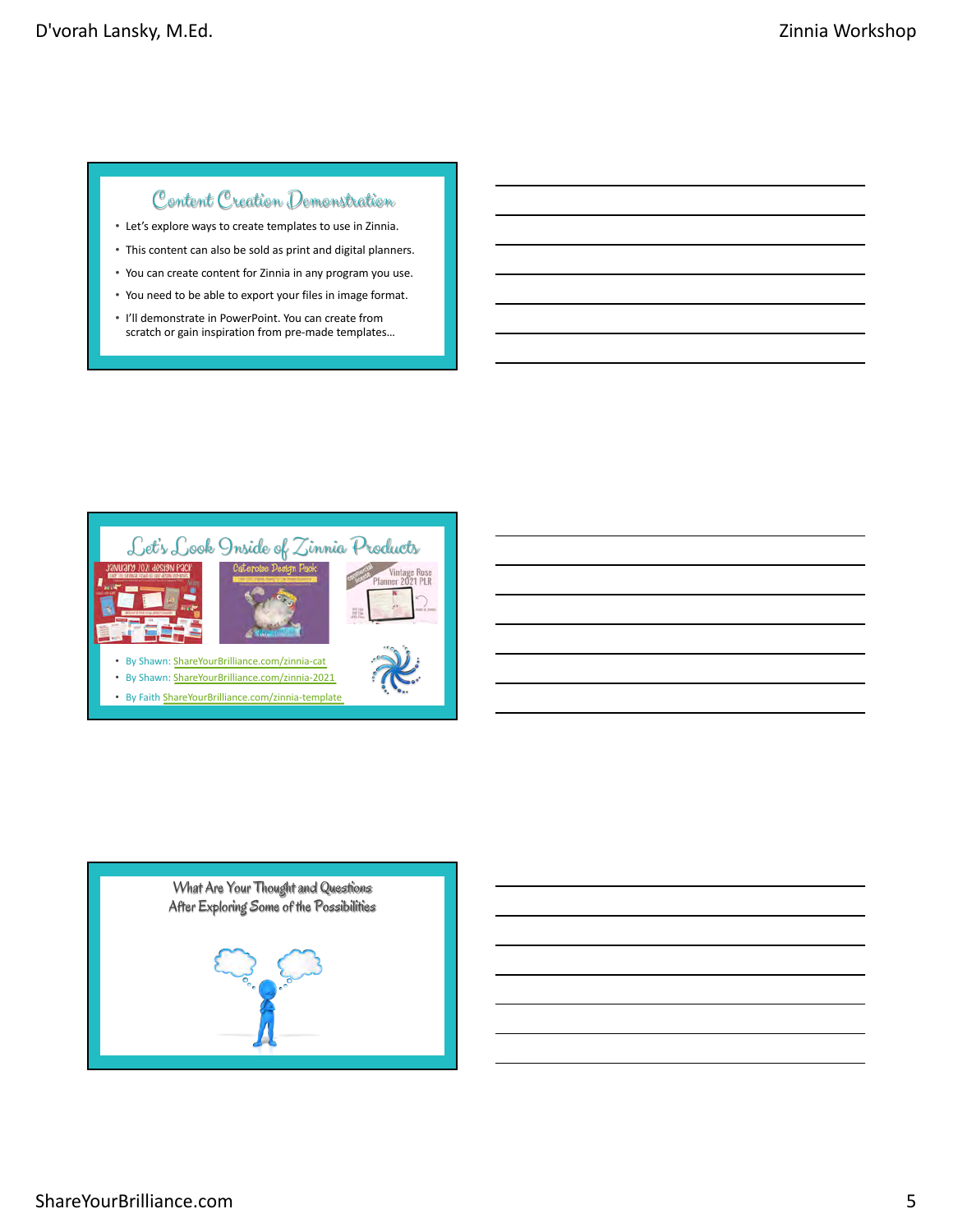## Content Creation Demonstration

- Let's explore ways to create templates to use in Zinnia.
- This content can also be sold as print and digital planners.
- You can create content for Zinnia in any program you use.
- You need to be able to export your files in image format.
- I'll demonstrate in PowerPoint. You can create from scratch or gain inspiration from pre-made templates…

## Let's Look Inside of Zinnia Products

January 2021 Design Pack

Caterpillar Design Pack

Vintage Rose Planner 2021 PLR

- By Shawn: ShareYourBrilliance.com/zinnia-cat
- By Shawn: ShareYourBrilliance.com/zinnia-2021
- By Faith ShareYourBrilliance.com/zinnia-template

## What Are Your Thought and Questions After Exploring Some of the Possibilities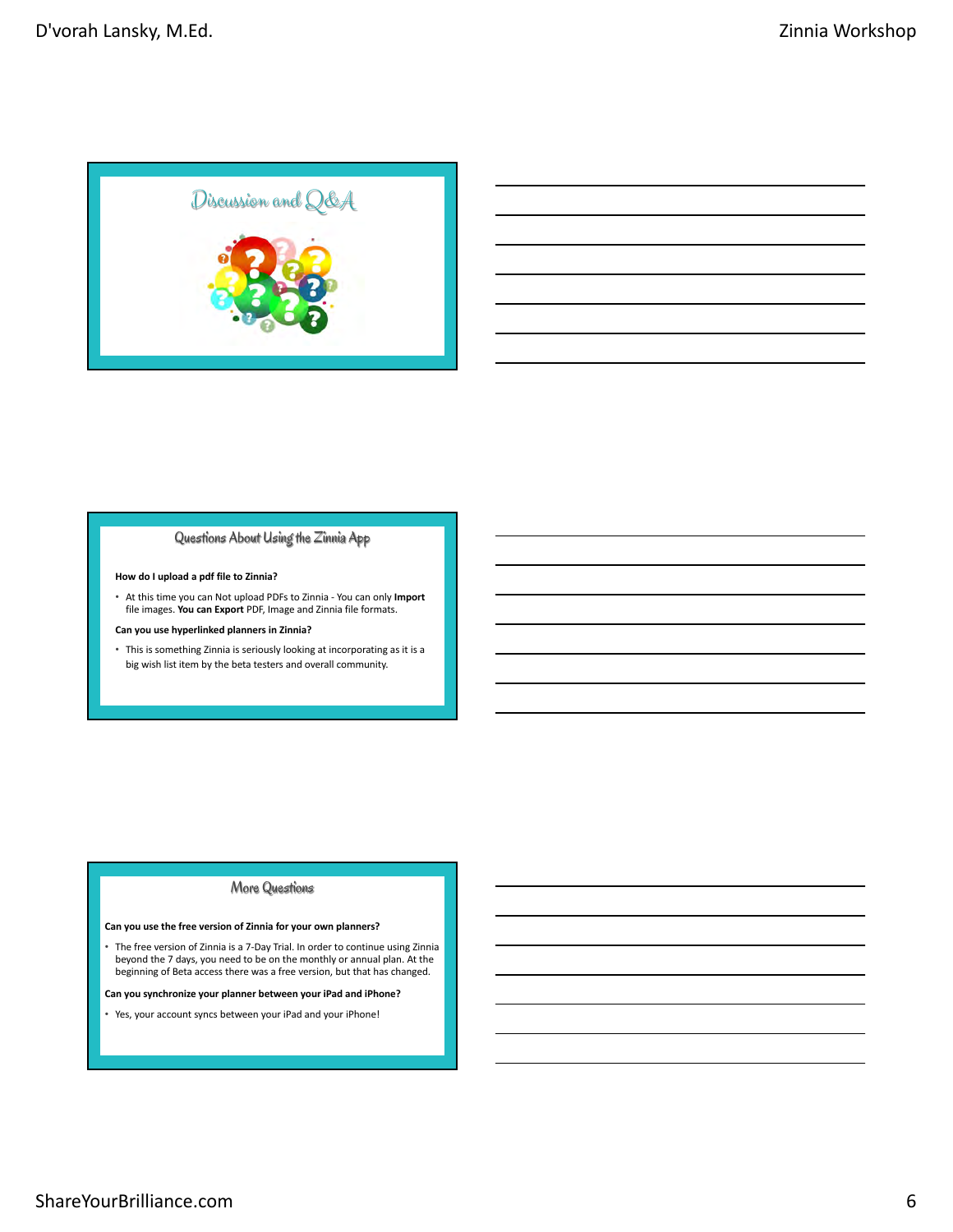## Discussion and Q&A

## Questions About Using the Zinnia App

**How do I upload a pdf file to Zinnia?**

- At this time you can Not upload PDFs to Zinnia - You can only **Import** file images. **You can Export** PDF, Image and Zinnia file formats.

**Can you use hyperlinked planners in Zinnia?**

- This is something Zinnia is seriously looking at incorporating as it is a big wish list item by the beta testers and overall community.

## More Questions

**Can you use the free version of Zinnia for your own planners?**

- The free version of Zinnia is a 7-Day Trial. In order to continue using Zinnia beyond the 7 days, you need to be on the monthly or annual plan. At the beginning of Beta access there was a free version, but that has changed.

**Can you synchronize your planner between your iPad and iPhone?**

- Yes, your account syncs between your iPad and your iPhone!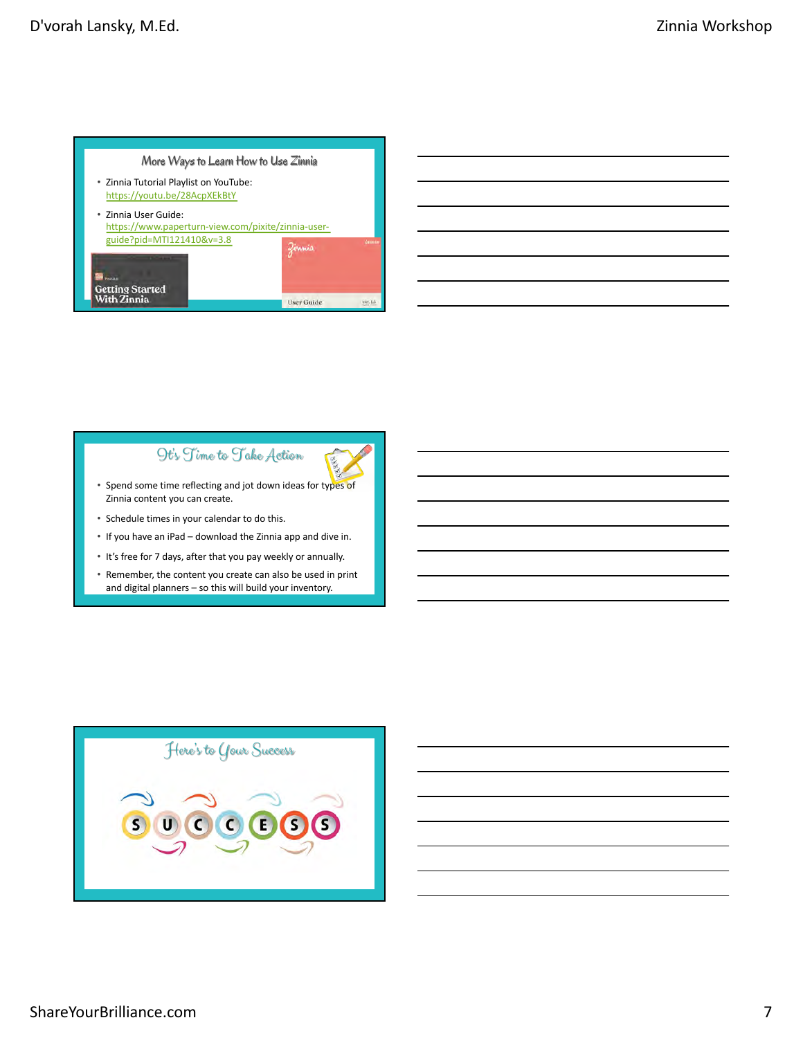## More Ways to Learn How to Use Zinnia

- Zinnia Tutorial Playlist on YouTube: https://youtu.be/28AcpXEkBtY
- Zinnia User Guide: https://www.paperturn-view.com/pixite/zinnia-user-guide?pid=MTI121410&v=3.8

Getting Started With Zinnia

User Guide

## It's Time to Take Action

- Spend some time reflecting and jot down ideas for types of Zinnia content you can create.
- Schedule times in your calendar to do this.
- If you have an iPad – download the Zinnia app and dive in.
- It's free for 7 days, after that you pay weekly or annually.
- Remember, the content you create can also be used in print and digital planners – so this will build your inventory.

## Here's to Your Success

S U C C E S S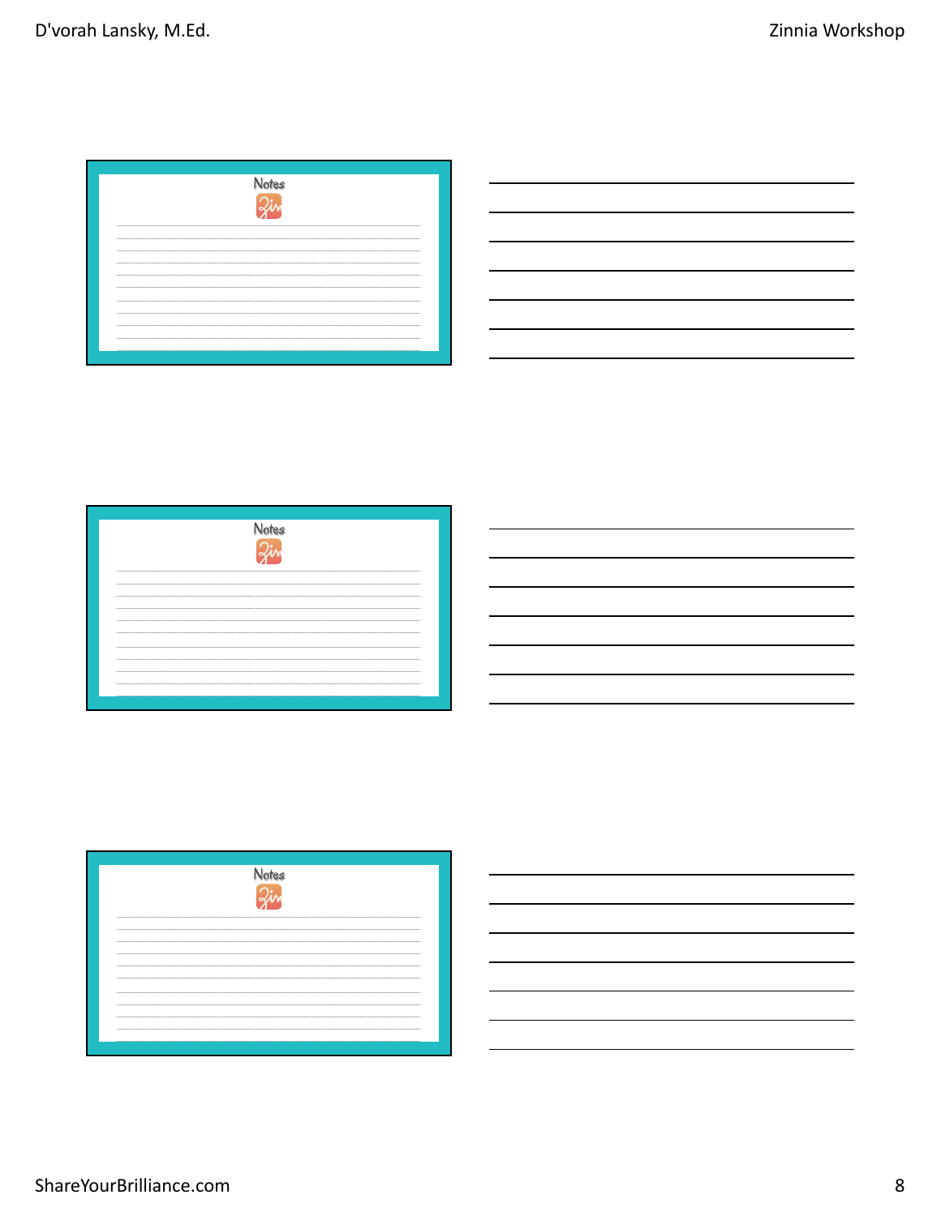Notes

Notes

Notes